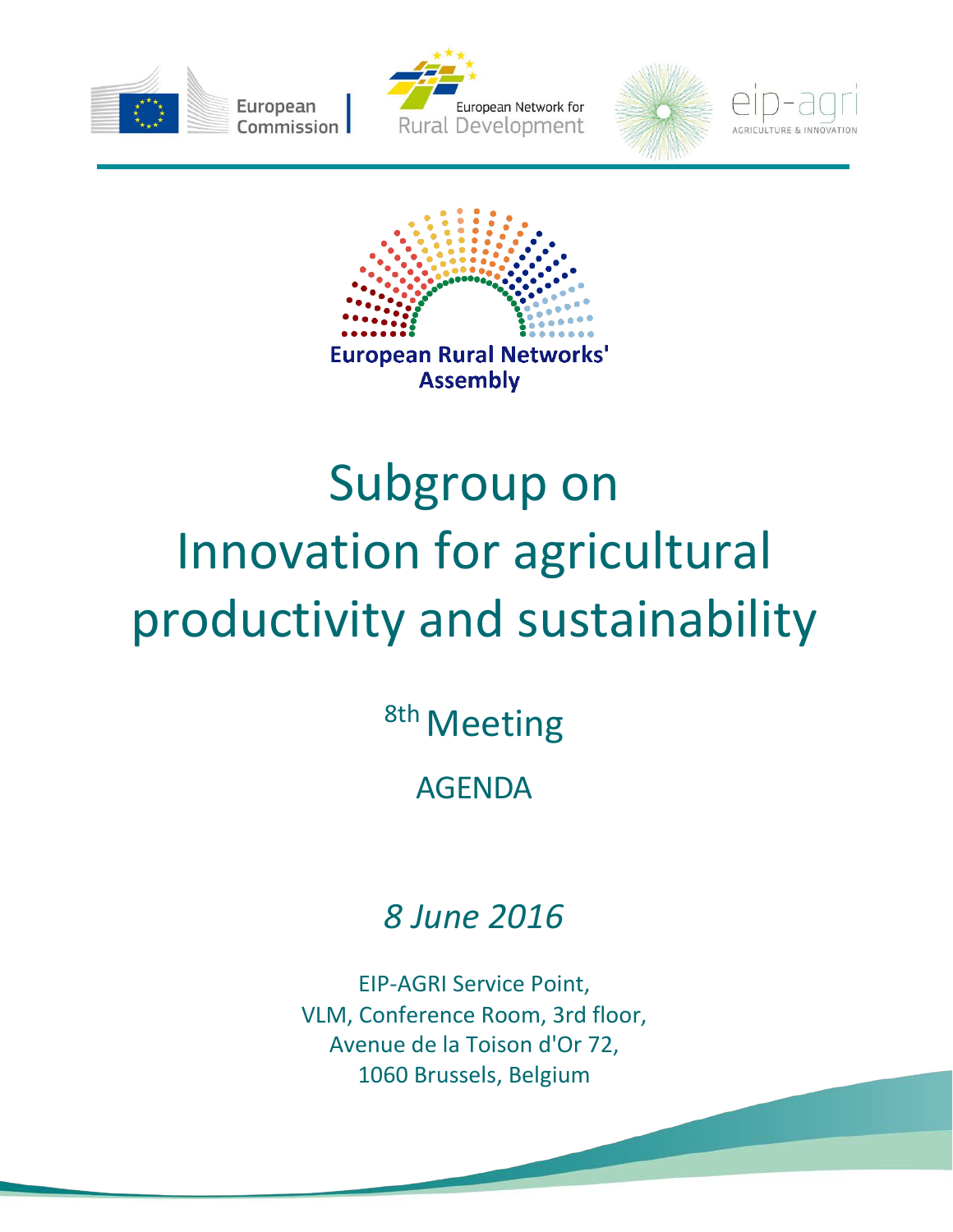European Commission

European Network for Rural Development

eip-agri AGRICULTURE & INNOVATION

European Rural Networks' Assembly

# Subgroup on Innovation for agricultural productivity and sustainability

## 8th Meeting

## AGENDA

*8 June 2016*

EIP-AGRI Service Point,
VLM, Conference Room, 3rd floor,
Avenue de la Toison d'Or 72,
1060 Brussels, Belgium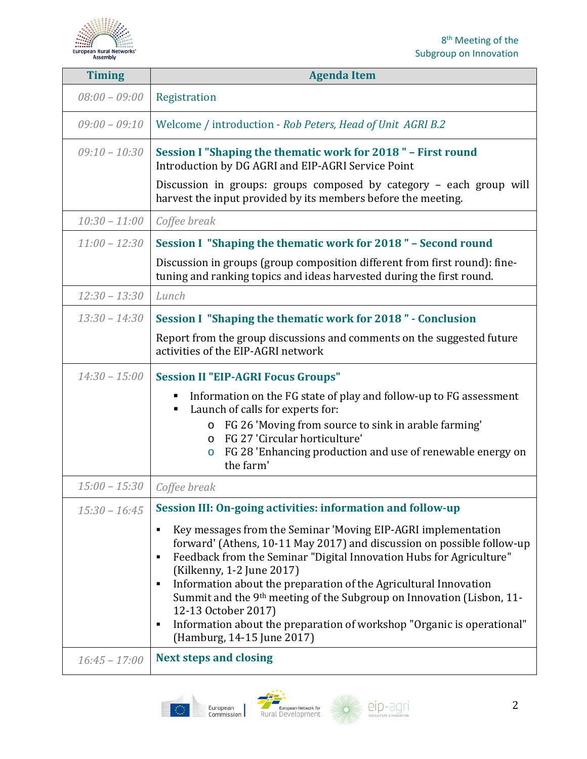| Timing | Agenda Item |
|---|---|
| *08:00 – 09:00* | Registration |
| *09:00 – 09:10* | Welcome / introduction - *Rob Peters, Head of Unit AGRI B.2* |
| *09:10 – 10:30* | **Session I "Shaping the thematic work for 2018 " – First round**<br>Introduction by DG AGRI and EIP-AGRI Service Point<br>Discussion in groups: groups composed by category – each group will harvest the input provided by its members before the meeting. |
| *10:30 – 11:00* | *Coffee break* |
| *11:00 – 12:30* | **Session I "Shaping the thematic work for 2018 " – Second round**<br>Discussion in groups (group composition different from first round): fine-tuning and ranking topics and ideas harvested during the first round. |
| *12:30 – 13:30* | *Lunch* |
| *13:30 – 14:30* | **Session I "Shaping the thematic work for 2018 " - Conclusion**<br>Report from the group discussions and comments on the suggested future activities of the EIP-AGRI network |
| *14:30 – 15:00* | **Session II "EIP-AGRI Focus Groups"**<br>▪ Information on the FG state of play and follow-up to FG assessment<br>▪ Launch of calls for experts for:<br>&nbsp;&nbsp;&nbsp;&nbsp;o FG 26 'Moving from source to sink in arable farming'<br>&nbsp;&nbsp;&nbsp;&nbsp;o FG 27 'Circular horticulture'<br>&nbsp;&nbsp;&nbsp;&nbsp;o FG 28 'Enhancing production and use of renewable energy on the farm' |
| *15:00 – 15:30* | *Coffee break* |
| *15:30 – 16:45* | **Session III: On-going activities: information and follow-up**<br>▪ Key messages from the Seminar 'Moving EIP-AGRI implementation forward' (Athens, 10-11 May 2017) and discussion on possible follow-up<br>▪ Feedback from the Seminar "Digital Innovation Hubs for Agriculture" (Kilkenny, 1-2 June 2017)<br>▪ Information about the preparation of the Agricultural Innovation Summit and the 9th meeting of the Subgroup on Innovation (Lisbon, 11-12-13 October 2017)<br>▪ Information about the preparation of workshop "Organic is operational" (Hamburg, 14-15 June 2017) |
| *16:45 – 17:00* | **Next steps and closing** |